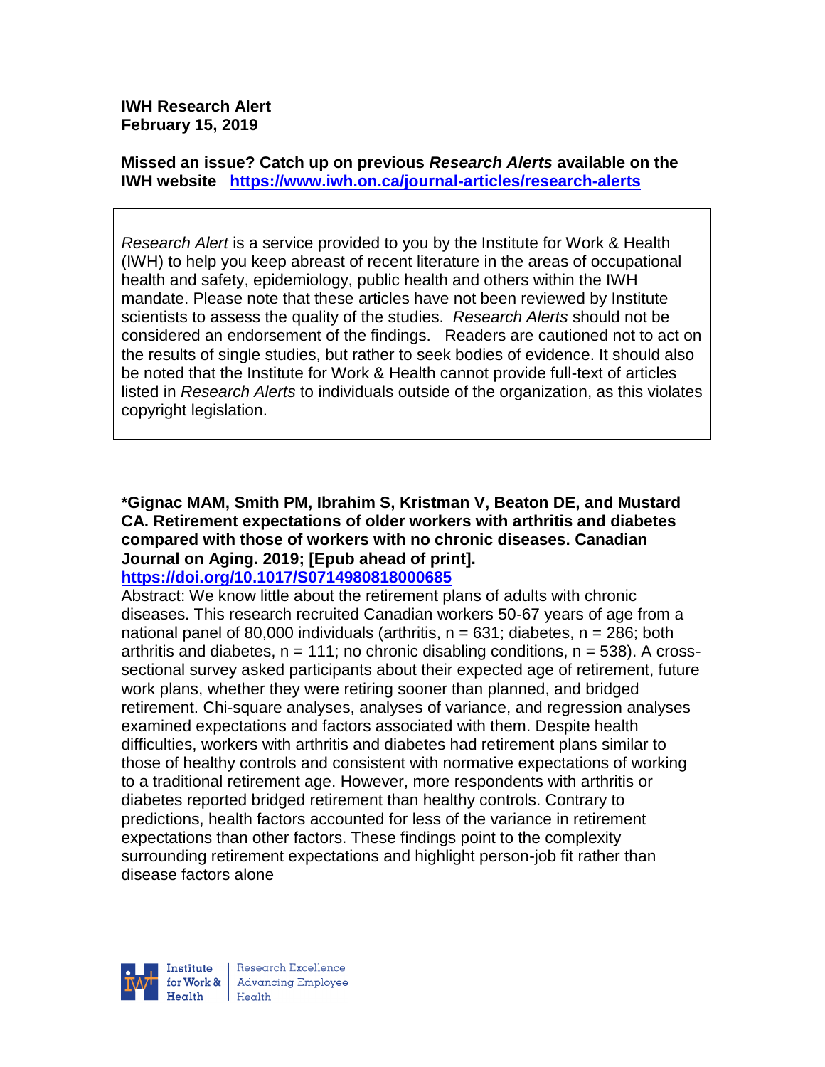**IWH Research Alert**
**February 15, 2019**

**Missed an issue? Catch up on previous *Research Alerts* available on the IWH website** **https://www.iwh.on.ca/journal-articles/research-alerts**

*Research Alert* is a service provided to you by the Institute for Work & Health (IWH) to help you keep abreast of recent literature in the areas of occupational health and safety, epidemiology, public health and others within the IWH mandate. Please note that these articles have not been reviewed by Institute scientists to assess the quality of the studies. *Research Alerts* should not be considered an endorsement of the findings. Readers are cautioned not to act on the results of single studies, but rather to seek bodies of evidence. It should also be noted that the Institute for Work & Health cannot provide full-text of articles listed in *Research Alerts* to individuals outside of the organization, as this violates copyright legislation.

**\*Gignac MAM, Smith PM, Ibrahim S, Kristman V, Beaton DE, and Mustard CA. Retirement expectations of older workers with arthritis and diabetes compared with those of workers with no chronic diseases. Canadian Journal on Aging. 2019; [Epub ahead of print].**
**https://doi.org/10.1017/S0714980818000685**

Abstract: We know little about the retirement plans of adults with chronic diseases. This research recruited Canadian workers 50-67 years of age from a national panel of 80,000 individuals (arthritis, n = 631; diabetes, n = 286; both arthritis and diabetes, n = 111; no chronic disabling conditions, n = 538). A cross-sectional survey asked participants about their expected age of retirement, future work plans, whether they were retiring sooner than planned, and bridged retirement. Chi-square analyses, analyses of variance, and regression analyses examined expectations and factors associated with them. Despite health difficulties, workers with arthritis and diabetes had retirement plans similar to those of healthy controls and consistent with normative expectations of working to a traditional retirement age. However, more respondents with arthritis or diabetes reported bridged retirement than healthy controls. Contrary to predictions, health factors accounted for less of the variance in retirement expectations than other factors. These findings point to the complexity surrounding retirement expectations and highlight person-job fit rather than disease factors alone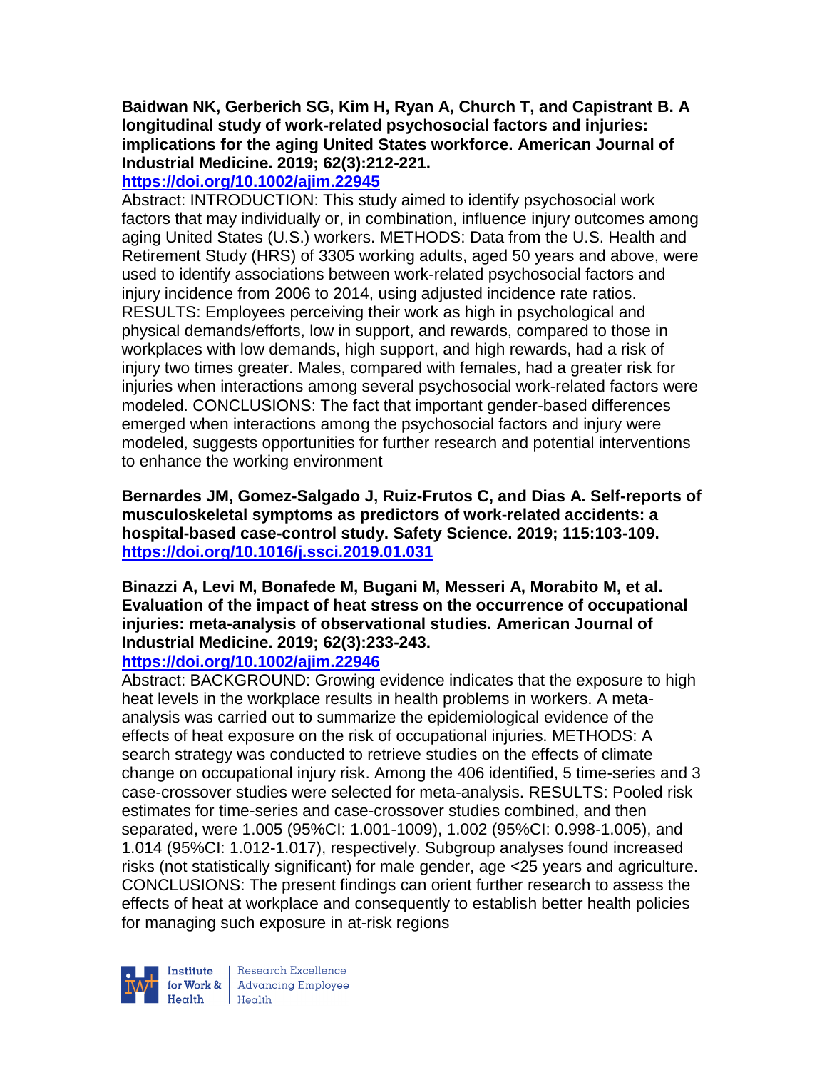**Baidwan NK, Gerberich SG, Kim H, Ryan A, Church T, and Capistrant B. A longitudinal study of work-related psychosocial factors and injuries: implications for the aging United States workforce. American Journal of Industrial Medicine. 2019; 62(3):212-221.**
**https://doi.org/10.1002/ajim.22945**

Abstract: INTRODUCTION: This study aimed to identify psychosocial work factors that may individually or, in combination, influence injury outcomes among aging United States (U.S.) workers. METHODS: Data from the U.S. Health and Retirement Study (HRS) of 3305 working adults, aged 50 years and above, were used to identify associations between work-related psychosocial factors and injury incidence from 2006 to 2014, using adjusted incidence rate ratios. RESULTS: Employees perceiving their work as high in psychological and physical demands/efforts, low in support, and rewards, compared to those in workplaces with low demands, high support, and high rewards, had a risk of injury two times greater. Males, compared with females, had a greater risk for injuries when interactions among several psychosocial work-related factors were modeled. CONCLUSIONS: The fact that important gender-based differences emerged when interactions among the psychosocial factors and injury were modeled, suggests opportunities for further research and potential interventions to enhance the working environment

**Bernardes JM, Gomez-Salgado J, Ruiz-Frutos C, and Dias A. Self-reports of musculoskeletal symptoms as predictors of work-related accidents: a hospital-based case-control study. Safety Science. 2019; 115:103-109.**
**https://doi.org/10.1016/j.ssci.2019.01.031**

**Binazzi A, Levi M, Bonafede M, Bugani M, Messeri A, Morabito M, et al. Evaluation of the impact of heat stress on the occurrence of occupational injuries: meta-analysis of observational studies. American Journal of Industrial Medicine. 2019; 62(3):233-243.**
**https://doi.org/10.1002/ajim.22946**

Abstract: BACKGROUND: Growing evidence indicates that the exposure to high heat levels in the workplace results in health problems in workers. A meta-analysis was carried out to summarize the epidemiological evidence of the effects of heat exposure on the risk of occupational injuries. METHODS: A search strategy was conducted to retrieve studies on the effects of climate change on occupational injury risk. Among the 406 identified, 5 time-series and 3 case-crossover studies were selected for meta-analysis. RESULTS: Pooled risk estimates for time-series and case-crossover studies combined, and then separated, were 1.005 (95%CI: 1.001-1009), 1.002 (95%CI: 0.998-1.005), and 1.014 (95%CI: 1.012-1.017), respectively. Subgroup analyses found increased risks (not statistically significant) for male gender, age <25 years and agriculture. CONCLUSIONS: The present findings can orient further research to assess the effects of heat at workplace and consequently to establish better health policies for managing such exposure in at-risk regions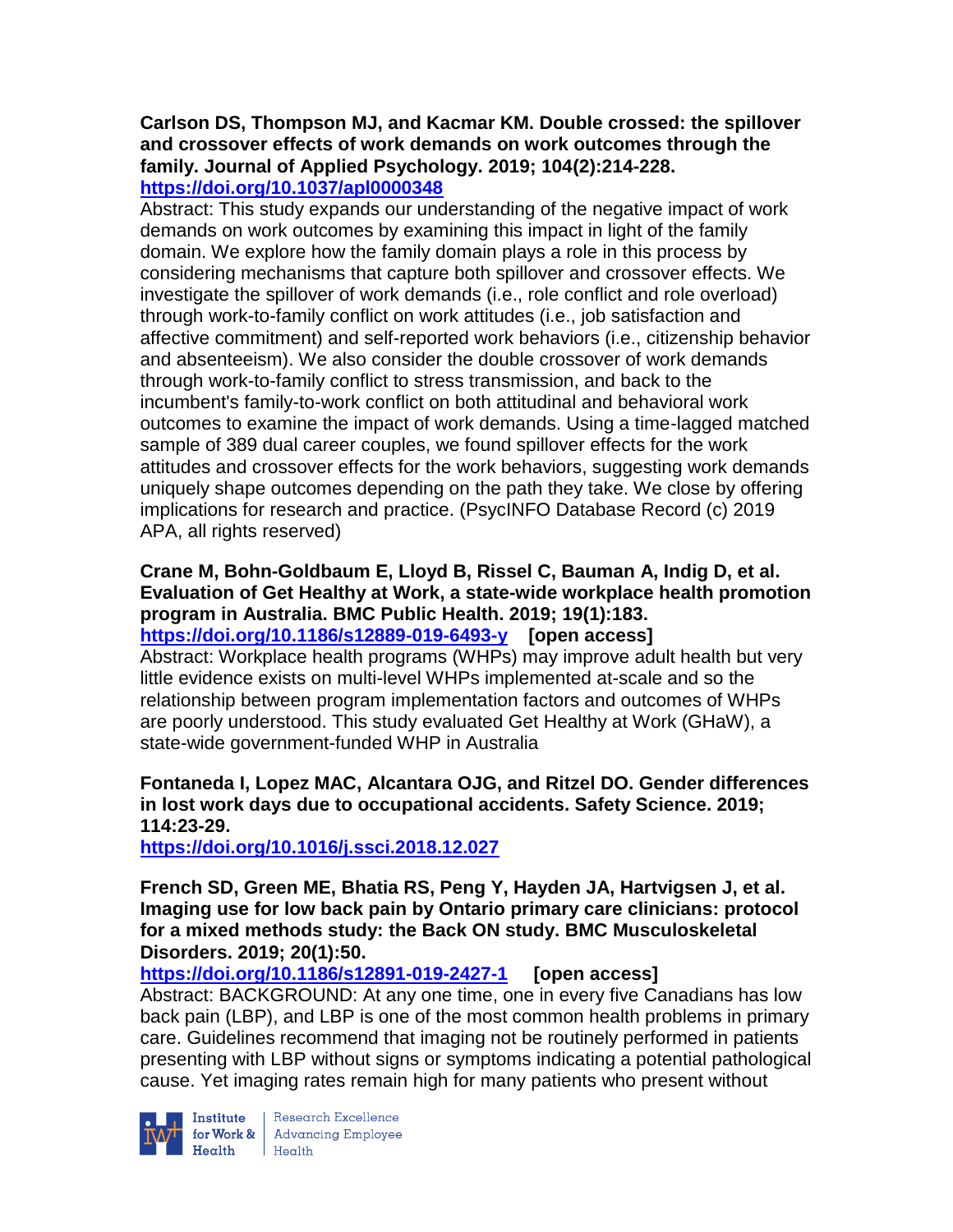**Carlson DS, Thompson MJ, and Kacmar KM. Double crossed: the spillover and crossover effects of work demands on work outcomes through the family. Journal of Applied Psychology. 2019; 104(2):214-228.**
**https://doi.org/10.1037/apl0000348**

Abstract: This study expands our understanding of the negative impact of work demands on work outcomes by examining this impact in light of the family domain. We explore how the family domain plays a role in this process by considering mechanisms that capture both spillover and crossover effects. We investigate the spillover of work demands (i.e., role conflict and role overload) through work-to-family conflict on work attitudes (i.e., job satisfaction and affective commitment) and self-reported work behaviors (i.e., citizenship behavior and absenteeism). We also consider the double crossover of work demands through work-to-family conflict to stress transmission, and back to the incumbent's family-to-work conflict on both attitudinal and behavioral work outcomes to examine the impact of work demands. Using a time-lagged matched sample of 389 dual career couples, we found spillover effects for the work attitudes and crossover effects for the work behaviors, suggesting work demands uniquely shape outcomes depending on the path they take. We close by offering implications for research and practice. (PsycINFO Database Record (c) 2019 APA, all rights reserved)

**Crane M, Bohn-Goldbaum E, Lloyd B, Rissel C, Bauman A, Indig D, et al. Evaluation of Get Healthy at Work, a state-wide workplace health promotion program in Australia. BMC Public Health. 2019; 19(1):183.**
**https://doi.org/10.1186/s12889-019-6493-y** **[open access]**

Abstract: Workplace health programs (WHPs) may improve adult health but very little evidence exists on multi-level WHPs implemented at-scale and so the relationship between program implementation factors and outcomes of WHPs are poorly understood. This study evaluated Get Healthy at Work (GHaW), a state-wide government-funded WHP in Australia

**Fontaneda I, Lopez MAC, Alcantara OJG, and Ritzel DO. Gender differences in lost work days due to occupational accidents. Safety Science. 2019; 114:23-29.**
**https://doi.org/10.1016/j.ssci.2018.12.027**

**French SD, Green ME, Bhatia RS, Peng Y, Hayden JA, Hartvigsen J, et al. Imaging use for low back pain by Ontario primary care clinicians: protocol for a mixed methods study: the Back ON study. BMC Musculoskeletal Disorders. 2019; 20(1):50.**
**https://doi.org/10.1186/s12891-019-2427-1** **[open access]**

Abstract: BACKGROUND: At any one time, one in every five Canadians has low back pain (LBP), and LBP is one of the most common health problems in primary care. Guidelines recommend that imaging not be routinely performed in patients presenting with LBP without signs or symptoms indicating a potential pathological cause. Yet imaging rates remain high for many patients who present without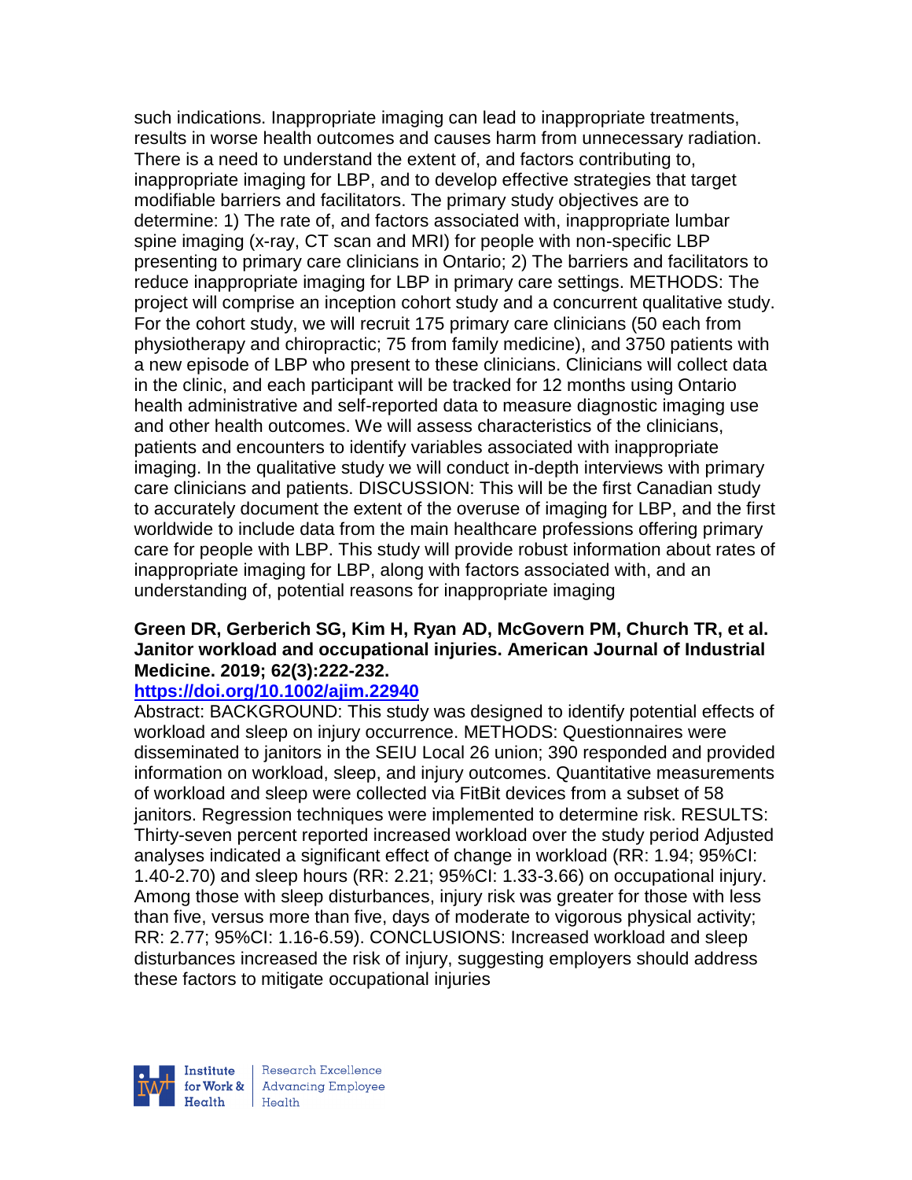such indications. Inappropriate imaging can lead to inappropriate treatments, results in worse health outcomes and causes harm from unnecessary radiation. There is a need to understand the extent of, and factors contributing to, inappropriate imaging for LBP, and to develop effective strategies that target modifiable barriers and facilitators. The primary study objectives are to determine: 1) The rate of, and factors associated with, inappropriate lumbar spine imaging (x-ray, CT scan and MRI) for people with non-specific LBP presenting to primary care clinicians in Ontario; 2) The barriers and facilitators to reduce inappropriate imaging for LBP in primary care settings. METHODS: The project will comprise an inception cohort study and a concurrent qualitative study. For the cohort study, we will recruit 175 primary care clinicians (50 each from physiotherapy and chiropractic; 75 from family medicine), and 3750 patients with a new episode of LBP who present to these clinicians. Clinicians will collect data in the clinic, and each participant will be tracked for 12 months using Ontario health administrative and self-reported data to measure diagnostic imaging use and other health outcomes. We will assess characteristics of the clinicians, patients and encounters to identify variables associated with inappropriate imaging. In the qualitative study we will conduct in-depth interviews with primary care clinicians and patients. DISCUSSION: This will be the first Canadian study to accurately document the extent of the overuse of imaging for LBP, and the first worldwide to include data from the main healthcare professions offering primary care for people with LBP. This study will provide robust information about rates of inappropriate imaging for LBP, along with factors associated with, and an understanding of, potential reasons for inappropriate imaging

**Green DR, Gerberich SG, Kim H, Ryan AD, McGovern PM, Church TR, et al. Janitor workload and occupational injuries. American Journal of Industrial Medicine. 2019; 62(3):222-232.**

**https://doi.org/10.1002/ajim.22940**

Abstract: BACKGROUND: This study was designed to identify potential effects of workload and sleep on injury occurrence. METHODS: Questionnaires were disseminated to janitors in the SEIU Local 26 union; 390 responded and provided information on workload, sleep, and injury outcomes. Quantitative measurements of workload and sleep were collected via FitBit devices from a subset of 58 janitors. Regression techniques were implemented to determine risk. RESULTS: Thirty-seven percent reported increased workload over the study period Adjusted analyses indicated a significant effect of change in workload (RR: 1.94; 95%CI: 1.40-2.70) and sleep hours (RR: 2.21; 95%CI: 1.33-3.66) on occupational injury. Among those with sleep disturbances, injury risk was greater for those with less than five, versus more than five, days of moderate to vigorous physical activity; RR: 2.77; 95%CI: 1.16-6.59). CONCLUSIONS: Increased workload and sleep disturbances increased the risk of injury, suggesting employers should address these factors to mitigate occupational injuries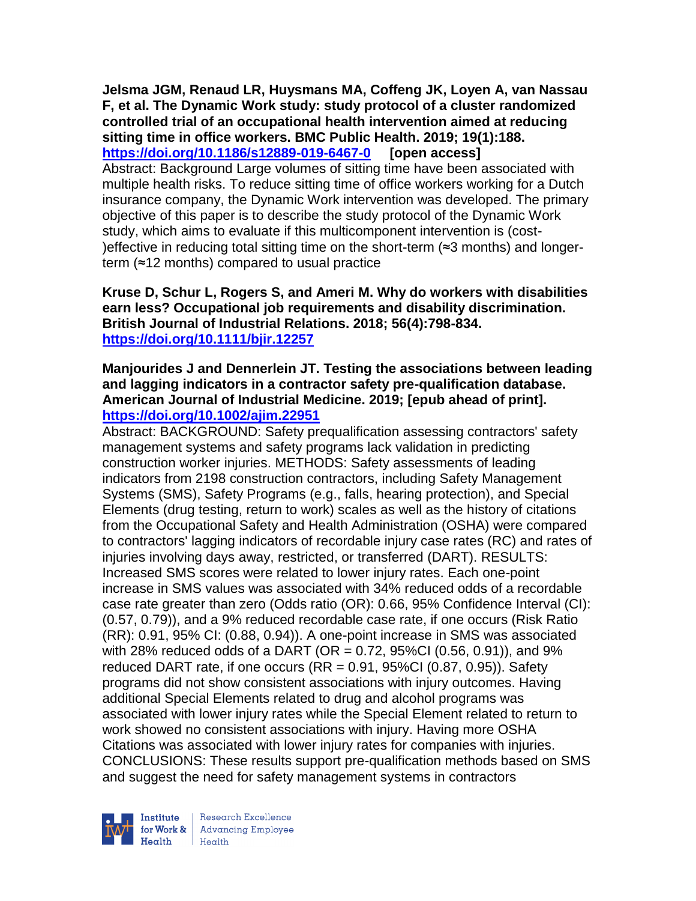**Jelsma JGM, Renaud LR, Huysmans MA, Coffeng JK, Loyen A, van Nassau F, et al. The Dynamic Work study: study protocol of a cluster randomized controlled trial of an occupational health intervention aimed at reducing sitting time in office workers. BMC Public Health. 2019; 19(1):188. https://doi.org/10.1186/s12889-019-6467-0 [open access]**

Abstract: Background Large volumes of sitting time have been associated with multiple health risks. To reduce sitting time of office workers working for a Dutch insurance company, the Dynamic Work intervention was developed. The primary objective of this paper is to describe the study protocol of the Dynamic Work study, which aims to evaluate if this multicomponent intervention is (cost-)effective in reducing total sitting time on the short-term (≈3 months) and longer-term (≈12 months) compared to usual practice

**Kruse D, Schur L, Rogers S, and Ameri M. Why do workers with disabilities earn less? Occupational job requirements and disability discrimination. British Journal of Industrial Relations. 2018; 56(4):798-834. https://doi.org/10.1111/bjir.12257**

**Manjourides J and Dennerlein JT. Testing the associations between leading and lagging indicators in a contractor safety pre-qualification database. American Journal of Industrial Medicine. 2019; [epub ahead of print]. https://doi.org/10.1002/ajim.22951**

Abstract: BACKGROUND: Safety prequalification assessing contractors' safety management systems and safety programs lack validation in predicting construction worker injuries. METHODS: Safety assessments of leading indicators from 2198 construction contractors, including Safety Management Systems (SMS), Safety Programs (e.g., falls, hearing protection), and Special Elements (drug testing, return to work) scales as well as the history of citations from the Occupational Safety and Health Administration (OSHA) were compared to contractors' lagging indicators of recordable injury case rates (RC) and rates of injuries involving days away, restricted, or transferred (DART). RESULTS: Increased SMS scores were related to lower injury rates. Each one-point increase in SMS values was associated with 34% reduced odds of a recordable case rate greater than zero (Odds ratio (OR): 0.66, 95% Confidence Interval (CI): (0.57, 0.79)), and a 9% reduced recordable case rate, if one occurs (Risk Ratio (RR): 0.91, 95% CI: (0.88, 0.94)). A one-point increase in SMS was associated with 28% reduced odds of a DART (OR = 0.72, 95%CI (0.56, 0.91)), and 9% reduced DART rate, if one occurs (RR = 0.91, 95%CI (0.87, 0.95)). Safety programs did not show consistent associations with injury outcomes. Having additional Special Elements related to drug and alcohol programs was associated with lower injury rates while the Special Element related to return to work showed no consistent associations with injury. Having more OSHA Citations was associated with lower injury rates for companies with injuries. CONCLUSIONS: These results support pre-qualification methods based on SMS and suggest the need for safety management systems in contractors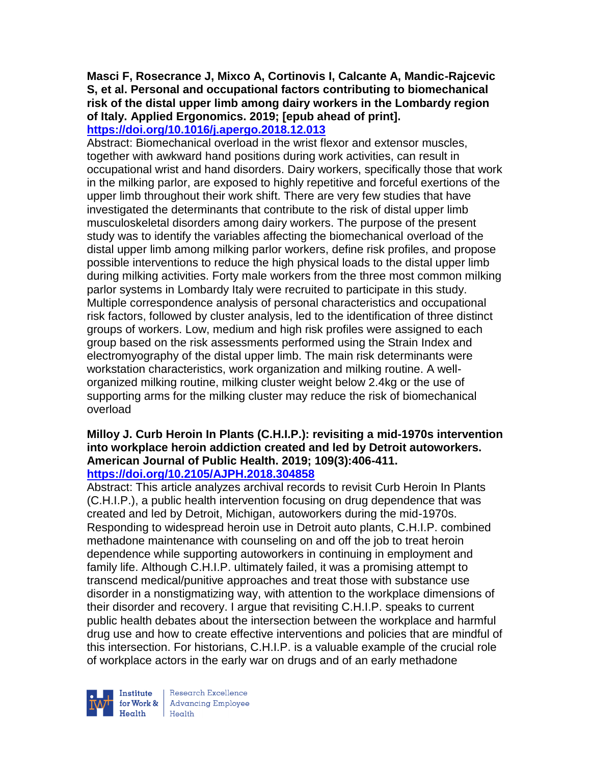**Masci F, Rosecrance J, Mixco A, Cortinovis I, Calcante A, Mandic-Rajcevic S, et al. Personal and occupational factors contributing to biomechanical risk of the distal upper limb among dairy workers in the Lombardy region of Italy. Applied Ergonomics. 2019; [epub ahead of print].**
**https://doi.org/10.1016/j.apergo.2018.12.013**

Abstract: Biomechanical overload in the wrist flexor and extensor muscles, together with awkward hand positions during work activities, can result in occupational wrist and hand disorders. Dairy workers, specifically those that work in the milking parlor, are exposed to highly repetitive and forceful exertions of the upper limb throughout their work shift. There are very few studies that have investigated the determinants that contribute to the risk of distal upper limb musculoskeletal disorders among dairy workers. The purpose of the present study was to identify the variables affecting the biomechanical overload of the distal upper limb among milking parlor workers, define risk profiles, and propose possible interventions to reduce the high physical loads to the distal upper limb during milking activities. Forty male workers from the three most common milking parlor systems in Lombardy Italy were recruited to participate in this study. Multiple correspondence analysis of personal characteristics and occupational risk factors, followed by cluster analysis, led to the identification of three distinct groups of workers. Low, medium and high risk profiles were assigned to each group based on the risk assessments performed using the Strain Index and electromyography of the distal upper limb. The main risk determinants were workstation characteristics, work organization and milking routine. A well-organized milking routine, milking cluster weight below 2.4kg or the use of supporting arms for the milking cluster may reduce the risk of biomechanical overload

**Milloy J. Curb Heroin In Plants (C.H.I.P.): revisiting a mid-1970s intervention into workplace heroin addiction created and led by Detroit autoworkers. American Journal of Public Health. 2019; 109(3):406-411.**
**https://doi.org/10.2105/AJPH.2018.304858**

Abstract: This article analyzes archival records to revisit Curb Heroin In Plants (C.H.I.P.), a public health intervention focusing on drug dependence that was created and led by Detroit, Michigan, autoworkers during the mid-1970s. Responding to widespread heroin use in Detroit auto plants, C.H.I.P. combined methadone maintenance with counseling on and off the job to treat heroin dependence while supporting autoworkers in continuing in employment and family life. Although C.H.I.P. ultimately failed, it was a promising attempt to transcend medical/punitive approaches and treat those with substance use disorder in a nonstigmatizing way, with attention to the workplace dimensions of their disorder and recovery. I argue that revisiting C.H.I.P. speaks to current public health debates about the intersection between the workplace and harmful drug use and how to create effective interventions and policies that are mindful of this intersection. For historians, C.H.I.P. is a valuable example of the crucial role of workplace actors in the early war on drugs and of an early methadone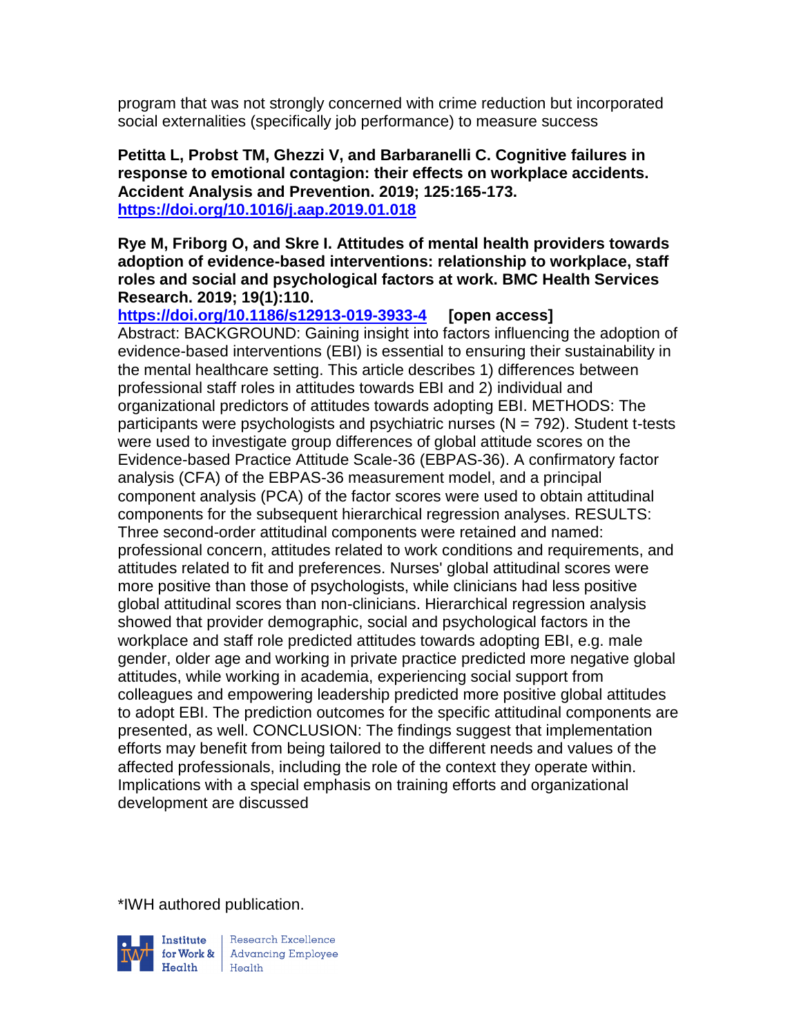program that was not strongly concerned with crime reduction but incorporated social externalities (specifically job performance) to measure success

**Petitta L, Probst TM, Ghezzi V, and Barbaranelli C. Cognitive failures in response to emotional contagion: their effects on workplace accidents. Accident Analysis and Prevention. 2019; 125:165-173.**
**https://doi.org/10.1016/j.aap.2019.01.018**

**Rye M, Friborg O, and Skre I. Attitudes of mental health providers towards adoption of evidence-based interventions: relationship to workplace, staff roles and social and psychological factors at work. BMC Health Services Research. 2019; 19(1):110.**
**https://doi.org/10.1186/s12913-019-3933-4 [open access]**
Abstract: BACKGROUND: Gaining insight into factors influencing the adoption of evidence-based interventions (EBI) is essential to ensuring their sustainability in the mental healthcare setting. This article describes 1) differences between professional staff roles in attitudes towards EBI and 2) individual and organizational predictors of attitudes towards adopting EBI. METHODS: The participants were psychologists and psychiatric nurses (N = 792). Student t-tests were used to investigate group differences of global attitude scores on the Evidence-based Practice Attitude Scale-36 (EBPAS-36). A confirmatory factor analysis (CFA) of the EBPAS-36 measurement model, and a principal component analysis (PCA) of the factor scores were used to obtain attitudinal components for the subsequent hierarchical regression analyses. RESULTS: Three second-order attitudinal components were retained and named: professional concern, attitudes related to work conditions and requirements, and attitudes related to fit and preferences. Nurses' global attitudinal scores were more positive than those of psychologists, while clinicians had less positive global attitudinal scores than non-clinicians. Hierarchical regression analysis showed that provider demographic, social and psychological factors in the workplace and staff role predicted attitudes towards adopting EBI, e.g. male gender, older age and working in private practice predicted more negative global attitudes, while working in academia, experiencing social support from colleagues and empowering leadership predicted more positive global attitudes to adopt EBI. The prediction outcomes for the specific attitudinal components are presented, as well. CONCLUSION: The findings suggest that implementation efforts may benefit from being tailored to the different needs and values of the affected professionals, including the role of the context they operate within. Implications with a special emphasis on training efforts and organizational development are discussed

*IWH authored publication.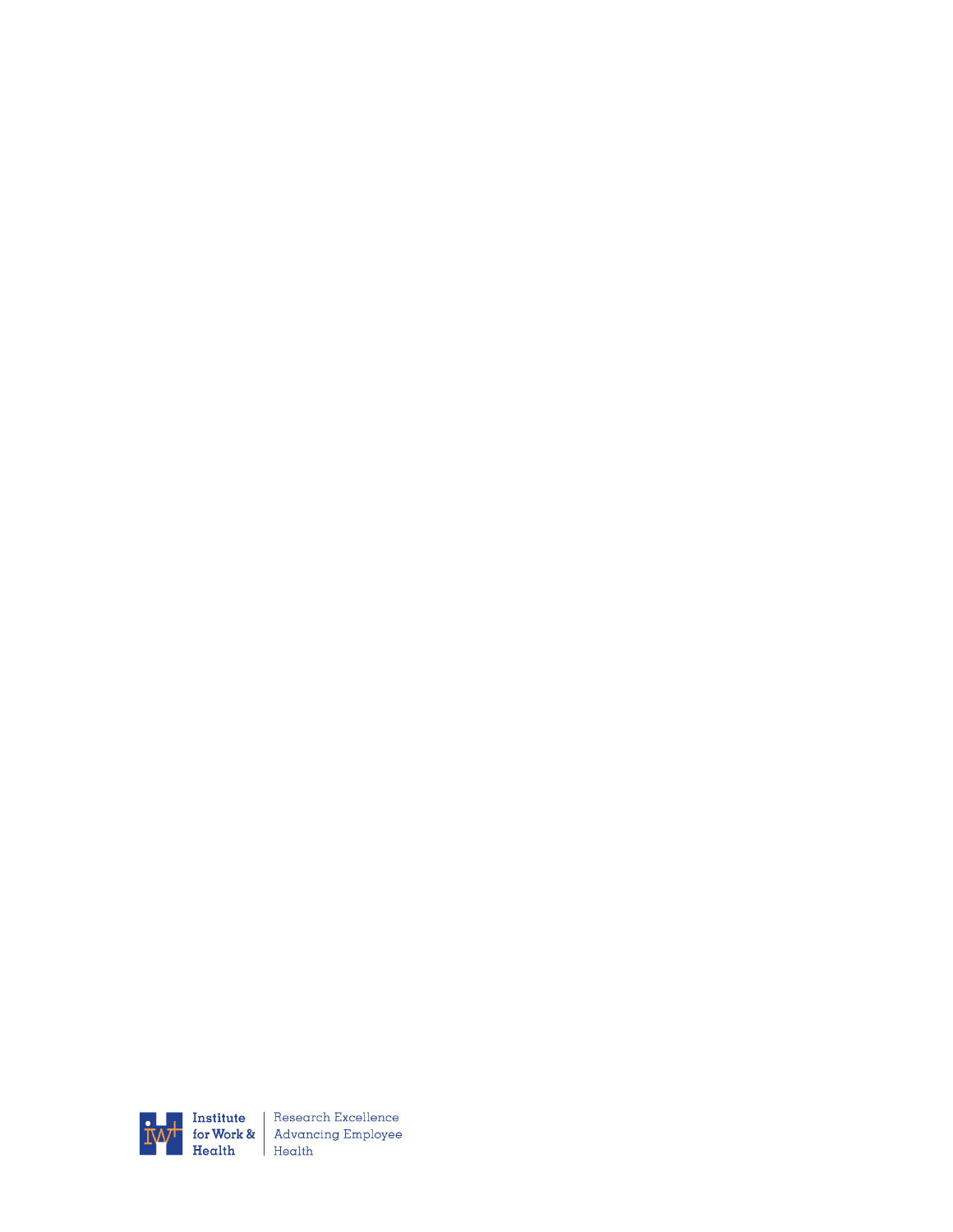Institute for Work & Health | Research Excellence Advancing Employee Health